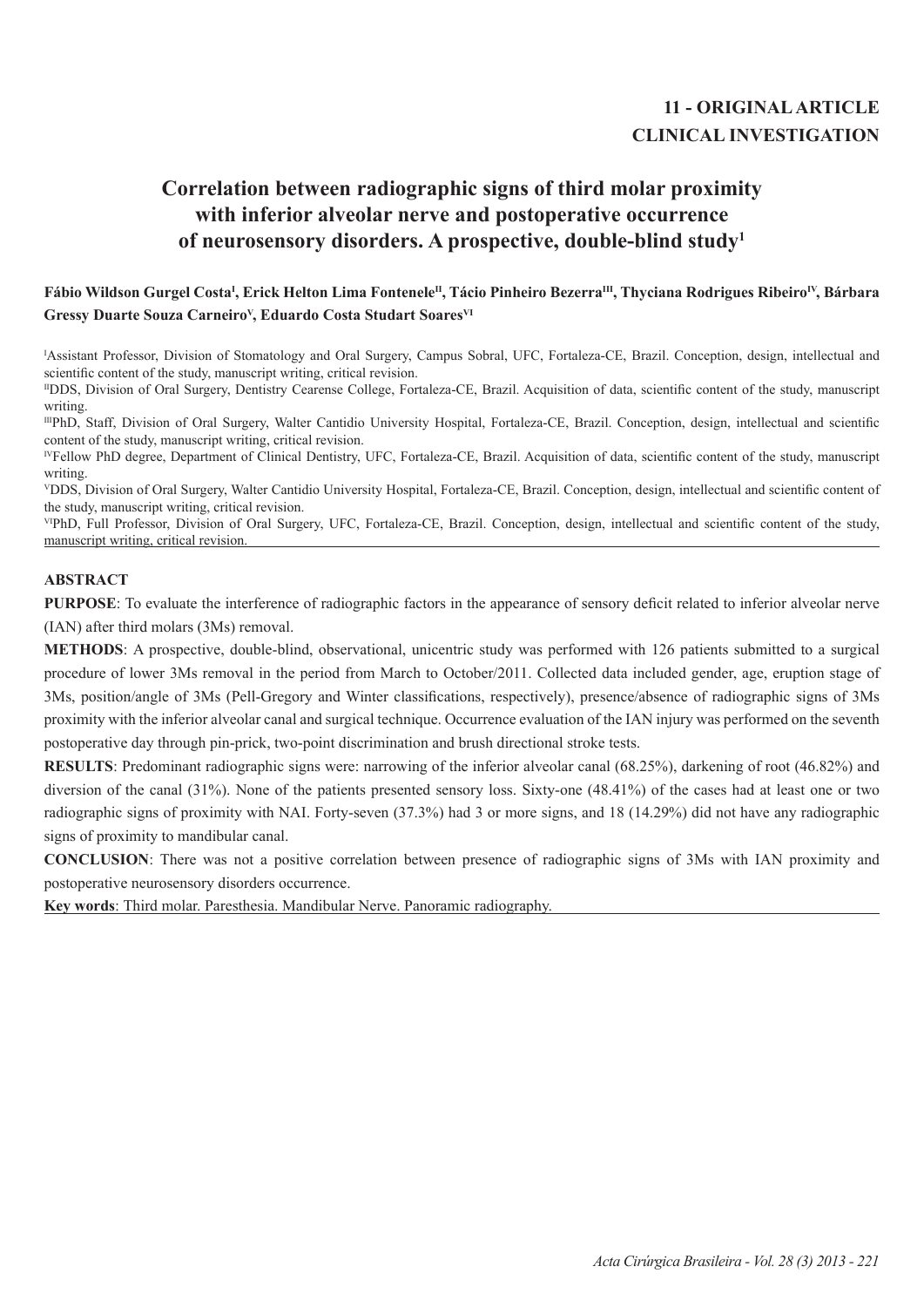**11 - ORIGINAL ARTICLE**
**CLINICAL INVESTIGATION**

# Correlation between radiographic signs of third molar proximity with inferior alveolar nerve and postoperative occurrence of neurosensory disorders. A prospective, double-blind study[1]

**Fábio Wildson Gurgel Costa[I], Erick Helton Lima Fontenele[II], Tácio Pinheiro Bezerra[III], Thyciana Rodrigues Ribeiro[IV], Bárbara Gressy Duarte Souza Carneiro[V], Eduardo Costa Studart Soares[VI]**

[I]Assistant Professor, Division of Stomatology and Oral Surgery, Campus Sobral, UFC, Fortaleza-CE, Brazil. Conception, design, intellectual and scientific content of the study, manuscript writing, critical revision.

[II]DDS, Division of Oral Surgery, Dentistry Cearense College, Fortaleza-CE, Brazil. Acquisition of data, scientific content of the study, manuscript writing.

[III]PhD, Staff, Division of Oral Surgery, Walter Cantidio University Hospital, Fortaleza-CE, Brazil. Conception, design, intellectual and scientific content of the study, manuscript writing, critical revision.

[IV]Fellow PhD degree, Department of Clinical Dentistry, UFC, Fortaleza-CE, Brazil. Acquisition of data, scientific content of the study, manuscript writing.

[V]DDS, Division of Oral Surgery, Walter Cantidio University Hospital, Fortaleza-CE, Brazil. Conception, design, intellectual and scientific content of the study, manuscript writing, critical revision.

[VI]PhD, Full Professor, Division of Oral Surgery, UFC, Fortaleza-CE, Brazil. Conception, design, intellectual and scientific content of the study, manuscript writing, critical revision.

## ABSTRACT

**PURPOSE**: To evaluate the interference of radiographic factors in the appearance of sensory deficit related to inferior alveolar nerve (IAN) after third molars (3Ms) removal.

**METHODS**: A prospective, double-blind, observational, unicentric study was performed with 126 patients submitted to a surgical procedure of lower 3Ms removal in the period from March to October/2011. Collected data included gender, age, eruption stage of 3Ms, position/angle of 3Ms (Pell-Gregory and Winter classifications, respectively), presence/absence of radiographic signs of 3Ms proximity with the inferior alveolar canal and surgical technique. Occurrence evaluation of the IAN injury was performed on the seventh postoperative day through pin-prick, two-point discrimination and brush directional stroke tests.

**RESULTS**: Predominant radiographic signs were: narrowing of the inferior alveolar canal (68.25%), darkening of root (46.82%) and diversion of the canal (31%). None of the patients presented sensory loss. Sixty-one (48.41%) of the cases had at least one or two radiographic signs of proximity with NAI. Forty-seven (37.3%) had 3 or more signs, and 18 (14.29%) did not have any radiographic signs of proximity to mandibular canal.

**CONCLUSION**: There was not a positive correlation between presence of radiographic signs of 3Ms with IAN proximity and postoperative neurosensory disorders occurrence.

**Key words**: Third molar. Paresthesia. Mandibular Nerve. Panoramic radiography.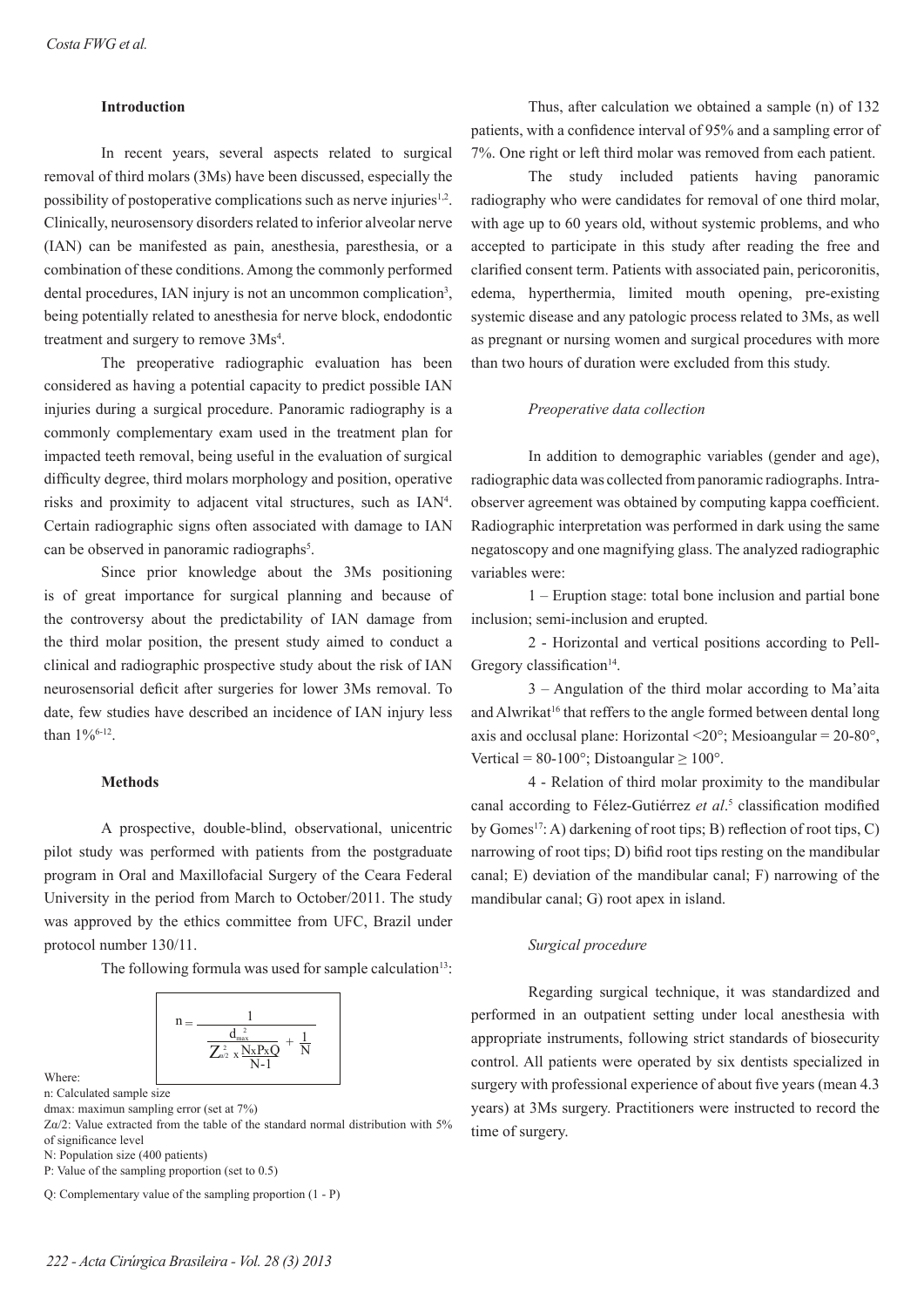### Introduction

In recent years, several aspects related to surgical removal of third molars (3Ms) have been discussed, especially the possibility of postoperative complications such as nerve injuries[1,2]. Clinically, neurosensory disorders related to inferior alveolar nerve (IAN) can be manifested as pain, anesthesia, paresthesia, or a combination of these conditions. Among the commonly performed dental procedures, IAN injury is not an uncommon complication[3], being potentially related to anesthesia for nerve block, endodontic treatment and surgery to remove 3Ms[4].

The preoperative radiographic evaluation has been considered as having a potential capacity to predict possible IAN injuries during a surgical procedure. Panoramic radiography is a commonly complementary exam used in the treatment plan for impacted teeth removal, being useful in the evaluation of surgical difficulty degree, third molars morphology and position, operative risks and proximity to adjacent vital structures, such as IAN[4]. Certain radiographic signs often associated with damage to IAN can be observed in panoramic radiographs[5].

Since prior knowledge about the 3Ms positioning is of great importance for surgical planning and because of the controversy about the predictability of IAN damage from the third molar position, the present study aimed to conduct a clinical and radiographic prospective study about the risk of IAN neurosensorial deficit after surgeries for lower 3Ms removal. To date, few studies have described an incidence of IAN injury less than 1%[6-12].

### Methods

A prospective, double-blind, observational, unicentric pilot study was performed with patients from the postgraduate program in Oral and Maxillofacial Surgery of the Ceara Federal University in the period from March to October/2011. The study was approved by the ethics committee from UFC, Brazil under protocol number 130/11.

The following formula was used for sample calculation[13]:

$$n = \frac{1}{\dfrac{d_{max}^{2}}{Z_{\alpha/2}^{2} \times \dfrac{N x P x Q}{N-1}} + \dfrac{1}{N}}$$

Where:
n: Calculated sample size
dmax: maximun sampling error (set at 7%)
$Z\alpha/2$: Value extracted from the table of the standard normal distribution with 5% of significance level
N: Population size (400 patients)
P: Value of the sampling proportion (set to 0.5)
Q: Complementary value of the sampling proportion (1 - P)

Thus, after calculation we obtained a sample (n) of 132 patients, with a confidence interval of 95% and a sampling error of 7%. One right or left third molar was removed from each patient.

The study included patients having panoramic radiography who were candidates for removal of one third molar, with age up to 60 years old, without systemic problems, and who accepted to participate in this study after reading the free and clarified consent term. Patients with associated pain, pericoronitis, edema, hyperthermia, limited mouth opening, pre-existing systemic disease and any patologic process related to 3Ms, as well as pregnant or nursing women and surgical procedures with more than two hours of duration were excluded from this study.

#### *Preoperative data collection*

In addition to demographic variables (gender and age), radiographic data was collected from panoramic radiographs. Intra-observer agreement was obtained by computing kappa coefficient. Radiographic interpretation was performed in dark using the same negatoscopy and one magnifying glass. The analyzed radiographic variables were:

1 – Eruption stage: total bone inclusion and partial bone inclusion; semi-inclusion and erupted.

2 - Horizontal and vertical positions according to Pell-Gregory classification[14].

3 – Angulation of the third molar according to Ma'aita and Alwrikat[16] that reffers to the angle formed between dental long axis and occlusal plane: Horizontal <20°; Mesioangular = 20-80°, Vertical = 80-100°; Distoangular ≥ 100°.

4 - Relation of third molar proximity to the mandibular canal according to Félez-Gutiérrez *et al*.[5] classification modified by Gomes[17]: A) darkening of root tips; B) reflection of root tips, C) narrowing of root tips; D) bifid root tips resting on the mandibular canal; E) deviation of the mandibular canal; F) narrowing of the mandibular canal; G) root apex in island.

#### *Surgical procedure*

Regarding surgical technique, it was standardized and performed in an outpatient setting under local anesthesia with appropriate instruments, following strict standards of biosecurity control. All patients were operated by six dentists specialized in surgery with professional experience of about five years (mean 4.3 years) at 3Ms surgery. Practitioners were instructed to record the time of surgery.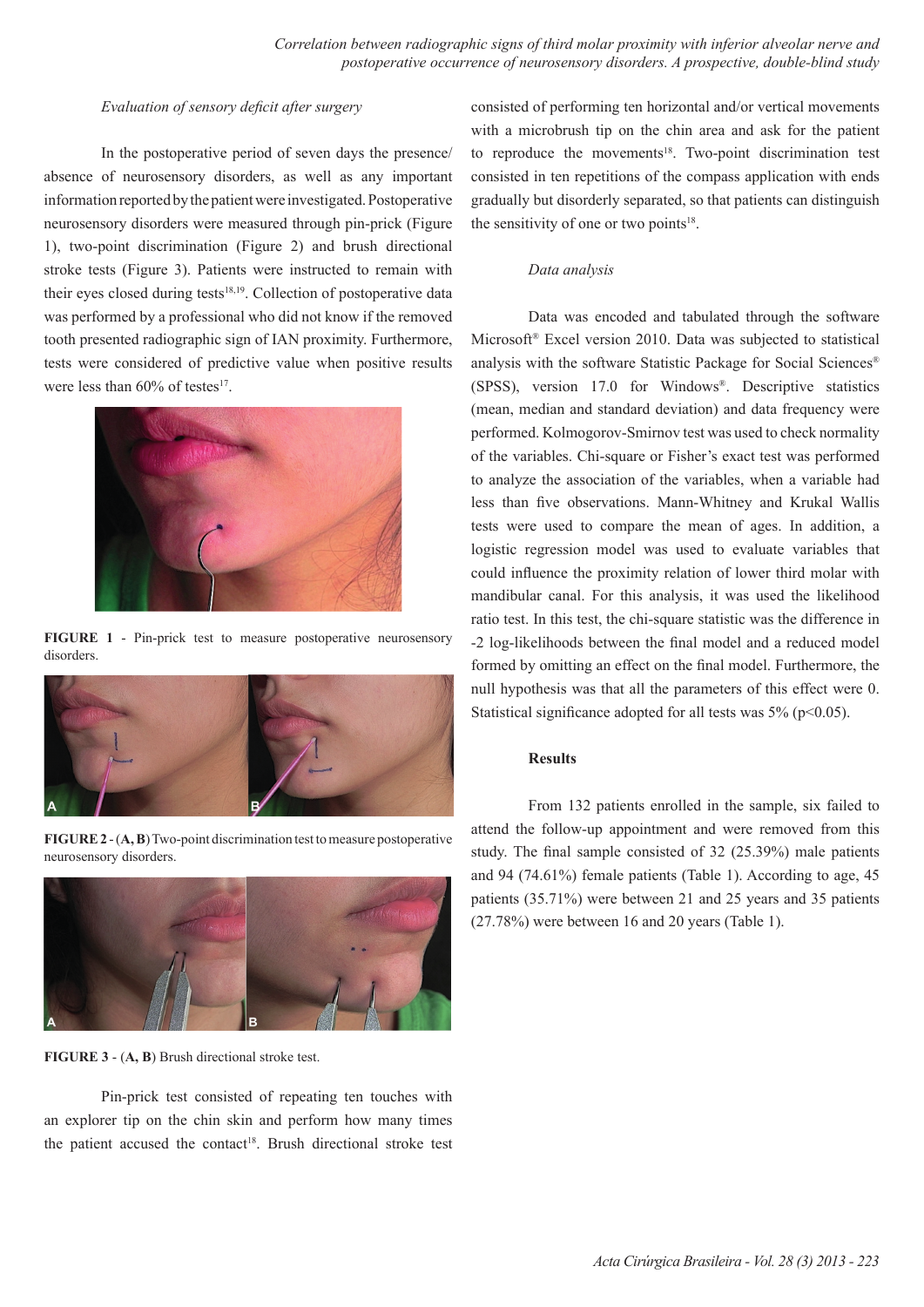*Evaluation of sensory deficit after surgery*

In the postoperative period of seven days the presence/absence of neurosensory disorders, as well as any important information reported by the patient were investigated. Postoperative neurosensory disorders were measured through pin-prick (Figure 1), two-point discrimination (Figure 2) and brush directional stroke tests (Figure 3). Patients were instructed to remain with their eyes closed during tests[18,19]. Collection of postoperative data was performed by a professional who did not know if the removed tooth presented radiographic sign of IAN proximity. Furthermore, tests were considered of predictive value when positive results were less than 60% of testes[17].

**FIGURE 1** - Pin-prick test to measure postoperative neurosensory disorders.

**FIGURE 2** - (**A, B**) Two-point discrimination test to measure postoperative neurosensory disorders.

**FIGURE 3** - (**A, B**) Brush directional stroke test.

Pin-prick test consisted of repeating ten touches with an explorer tip on the chin skin and perform how many times the patient accused the contact[18]. Brush directional stroke test consisted of performing ten horizontal and/or vertical movements with a microbrush tip on the chin area and ask for the patient to reproduce the movements[18]. Two-point discrimination test consisted in ten repetitions of the compass application with ends gradually but disorderly separated, so that patients can distinguish the sensitivity of one or two points[18].

*Data analysis*

Data was encoded and tabulated through the software Microsoft® Excel version 2010. Data was subjected to statistical analysis with the software Statistic Package for Social Sciences® (SPSS), version 17.0 for Windows®. Descriptive statistics (mean, median and standard deviation) and data frequency were performed. Kolmogorov-Smirnov test was used to check normality of the variables. Chi-square or Fisher's exact test was performed to analyze the association of the variables, when a variable had less than five observations. Mann-Whitney and Krukal Wallis tests were used to compare the mean of ages. In addition, a logistic regression model was used to evaluate variables that could influence the proximity relation of lower third molar with mandibular canal. For this analysis, it was used the likelihood ratio test. In this test, the chi-square statistic was the difference in -2 log-likelihoods between the final model and a reduced model formed by omitting an effect on the final model. Furthermore, the null hypothesis was that all the parameters of this effect were 0. Statistical significance adopted for all tests was 5% ($p<0.05$).

## Results

From 132 patients enrolled in the sample, six failed to attend the follow-up appointment and were removed from this study. The final sample consisted of 32 (25.39%) male patients and 94 (74.61%) female patients (Table 1). According to age, 45 patients (35.71%) were between 21 and 25 years and 35 patients (27.78%) were between 16 and 20 years (Table 1).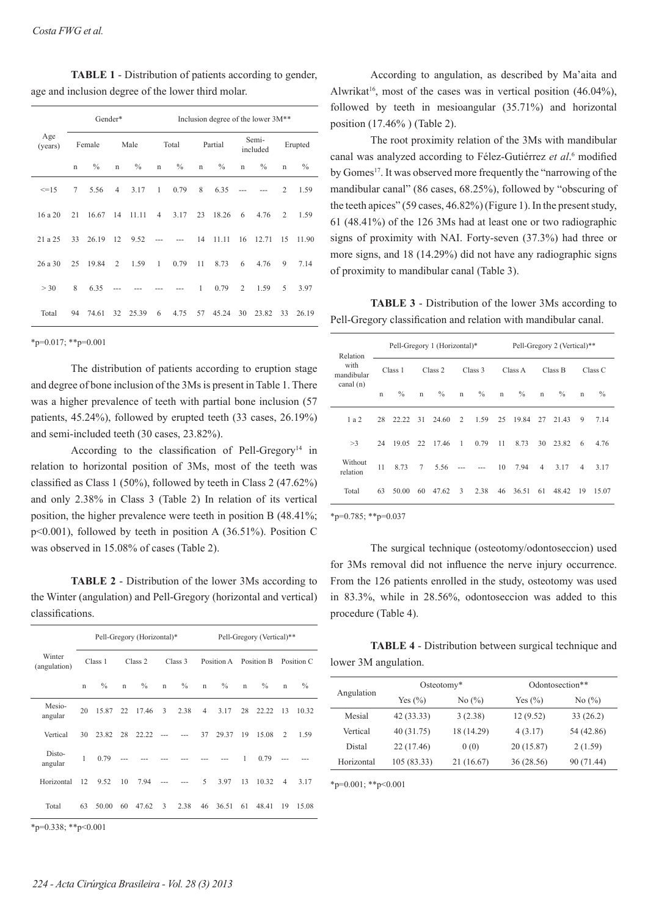**TABLE 1** - Distribution of patients according to gender, age and inclusion degree of the lower third molar.

| Age (years) | Gender* | | | | Inclusion degree of the lower 3M** | | | | | | | |
|---|---|---|---|---|---|---|---|---|---|---|---|---|
| | Female | | Male | | Total | | Partial | | Semi-included | | Erupted | |
| | n | % | n | % | n | % | n | % | n | % | n | % |
| <=15 | 7 | 5.56 | 4 | 3.17 | 1 | 0.79 | 8 | 6.35 | --- | --- | 2 | 1.59 |
| 16 a 20 | 21 | 16.67 | 14 | 11.11 | 4 | 3.17 | 23 | 18.26 | 6 | 4.76 | 2 | 1.59 |
| 21 a 25 | 33 | 26.19 | 12 | 9.52 | --- | --- | 14 | 11.11 | 16 | 12.71 | 15 | 11.90 |
| 26 a 30 | 25 | 19.84 | 2 | 1.59 | 1 | 0.79 | 11 | 8.73 | 6 | 4.76 | 9 | 7.14 |
| > 30 | 8 | 6.35 | --- | --- | --- | --- | 1 | 0.79 | 2 | 1.59 | 5 | 3.97 |
| Total | 94 | 74.61 | 32 | 25.39 | 6 | 4.75 | 57 | 45.24 | 30 | 23.82 | 33 | 26.19 |

*p=0.017; **p=0.001

The distribution of patients according to eruption stage and degree of bone inclusion of the 3Ms is present in Table 1. There was a higher prevalence of teeth with partial bone inclusion (57 patients, 45.24%), followed by erupted teeth (33 cases, 26.19%) and semi-included teeth (30 cases, 23.82%).

According to the classification of Pell-Gregory[14] in relation to horizontal position of 3Ms, most of the teeth was classified as Class 1 (50%), followed by teeth in Class 2 (47.62%) and only 2.38% in Class 3 (Table 2) In relation of its vertical position, the higher prevalence were teeth in position B (48.41%; $p<0.001$), followed by teeth in position A (36.51%). Position C was observed in 15.08% of cases (Table 2).

**TABLE 2** - Distribution of the lower 3Ms according to the Winter (angulation) and Pell-Gregory (horizontal and vertical) classifications.

| Winter (angulation) | Pell-Gregory (Horizontal)* | | | | | | Pell-Gregory (Vertical)** | | | | | |
|---|---|---|---|---|---|---|---|---|---|---|---|---|
| | Class 1 | | Class 2 | | Class 3 | | Position A | | Position B | | Position C | |
| | n | % | n | % | n | % | n | % | n | % | n | % |
| Mesio-angular | 20 | 15.87 | 22 | 17.46 | 3 | 2.38 | 4 | 3.17 | 28 | 22.22 | 13 | 10.32 |
| Vertical | 30 | 23.82 | 28 | 22.22 | --- | --- | 37 | 29.37 | 19 | 15.08 | 2 | 1.59 |
| Disto-angular | 1 | 0.79 | --- | --- | --- | --- | --- | --- | 1 | 0.79 | --- | --- |
| Horizontal | 12 | 9.52 | 10 | 7.94 | --- | --- | 5 | 3.97 | 13 | 10.32 | 4 | 3.17 |
| Total | 63 | 50.00 | 60 | 47.62 | 3 | 2.38 | 46 | 36.51 | 61 | 48.41 | 19 | 15.08 |

*p=0.338; **p<0.001

According to angulation, as described by Ma'aita and Alwrikat[16], most of the cases was in vertical position (46.04%), followed by teeth in mesioangular (35.71%) and horizontal position (17.46% ) (Table 2).

The root proximity relation of the 3Ms with mandibular canal was analyzed according to Félez-Gutiérrez *et al*.[6] modified by Gomes[17]. It was observed more frequently the "narrowing of the mandibular canal" (86 cases, 68.25%), followed by "obscuring of the teeth apices" (59 cases, 46.82%) (Figure 1). In the present study, 61 (48.41%) of the 126 3Ms had at least one or two radiographic signs of proximity with NAI. Forty-seven (37.3%) had three or more signs, and 18 (14.29%) did not have any radiographic signs of proximity to mandibular canal (Table 3).

**TABLE 3** - Distribution of the lower 3Ms according to Pell-Gregory classification and relation with mandibular canal.

| Relation with mandibular canal (n) | Pell-Gregory 1 (Horizontal)* | | | | | | Pell-Gregory 2 (Vertical)** | | | | | |
|---|---|---|---|---|---|---|---|---|---|---|---|---|
| | Class 1 | | Class 2 | | Class 3 | | Class A | | Class B | | Class C | |
| | n | % | n | % | n | % | n | % | n | % | n | % |
| 1 a 2 | 28 | 22.22 | 31 | 24.60 | 2 | 1.59 | 25 | 19.84 | 27 | 21.43 | 9 | 7.14 |
| >3 | 24 | 19.05 | 22 | 17.46 | 1 | 0.79 | 11 | 8.73 | 30 | 23.82 | 6 | 4.76 |
| Without relation | 11 | 8.73 | 7 | 5.56 | --- | --- | 10 | 7.94 | 4 | 3.17 | 4 | 3.17 |
| Total | 63 | 50.00 | 60 | 47.62 | 3 | 2.38 | 46 | 36.51 | 61 | 48.42 | 19 | 15.07 |

*p=0.785; **p=0.037

The surgical technique (osteotomy/odontoseccion) used for 3Ms removal did not influence the nerve injury occurrence. From the 126 patients enrolled in the study, osteotomy was used in 83.3%, while in 28.56%, odontoseccion was added to this procedure (Table 4).

**TABLE 4** - Distribution between surgical technique and lower 3M angulation.

| Angulation | Osteotomy* | | Odontosection** | |
|---|---|---|---|---|
| | Yes (%) | No (%) | Yes (%) | No (%) |
| Mesial | 42 (33.33) | 3 (2.38) | 12 (9.52) | 33 (26.2) |
| Vertical | 40 (31.75) | 18 (14.29) | 4 (3.17) | 54 (42.86) |
| Distal | 22 (17.46) | 0 (0) | 20 (15.87) | 2 (1.59) |
| Horizontal | 105 (83.33) | 21 (16.67) | 36 (28.56) | 90 (71.44) |

*p=0.001; **p<0.001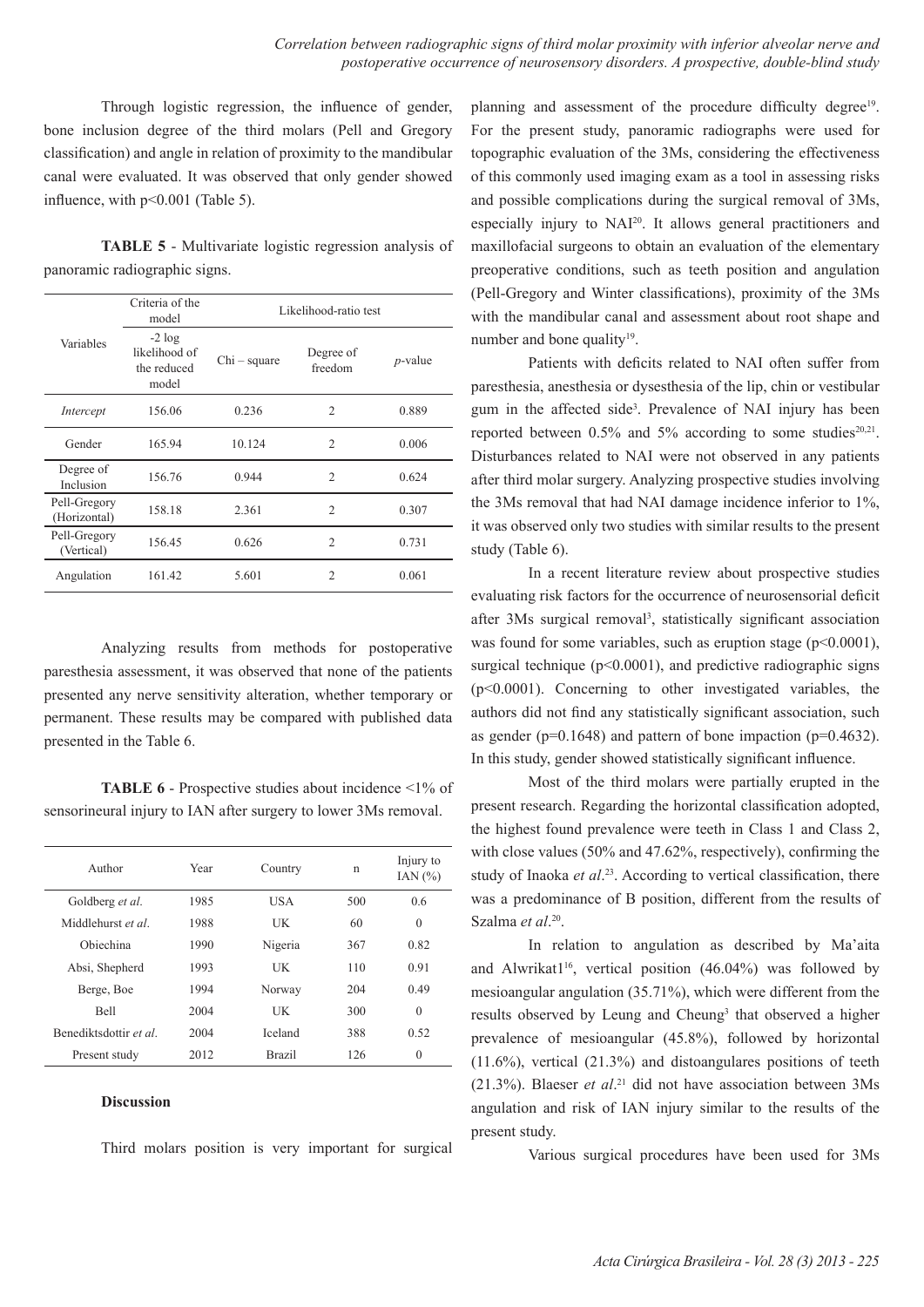Through logistic regression, the influence of gender, bone inclusion degree of the third molars (Pell and Gregory classification) and angle in relation of proximity to the mandibular canal were evaluated. It was observed that only gender showed influence, with $p<0.001$ (Table 5).

**TABLE 5** - Multivariate logistic regression analysis of panoramic radiographic signs.

| Variables | Criteria of the model | Likelihood-ratio test | | |
|---|---|---|---|---|
| | -2 log likelihood of the reduced model | Chi – square | Degree of freedom | *p*-value |
| *Intercept* | 156.06 | 0.236 | 2 | 0.889 |
| Gender | 165.94 | 10.124 | 2 | 0.006 |
| Degree of Inclusion | 156.76 | 0.944 | 2 | 0.624 |
| Pell-Gregory (Horizontal) | 158.18 | 2.361 | 2 | 0.307 |
| Pell-Gregory (Vertical) | 156.45 | 0.626 | 2 | 0.731 |
| Angulation | 161.42 | 5.601 | 2 | 0.061 |

Analyzing results from methods for postoperative paresthesia assessment, it was observed that none of the patients presented any nerve sensitivity alteration, whether temporary or permanent. These results may be compared with published data presented in the Table 6.

**TABLE 6** - Prospective studies about incidence <1% of sensorineural injury to IAN after surgery to lower 3Ms removal.

| Author | Year | Country | n | Injury to IAN (%) |
|---|---|---|---|---|
| Goldberg *et al*. | 1985 | USA | 500 | 0.6 |
| Middlehurst *et al*. | 1988 | UK | 60 | 0 |
| Obiechina | 1990 | Nigeria | 367 | 0.82 |
| Absi, Shepherd | 1993 | UK | 110 | 0.91 |
| Berge, Boe | 1994 | Norway | 204 | 0.49 |
| Bell | 2004 | UK | 300 | 0 |
| Benediktsdottir *et al*. | 2004 | Iceland | 388 | 0.52 |
| Present study | 2012 | Brazil | 126 | 0 |

## Discussion

Third molars position is very important for surgical planning and assessment of the procedure difficulty degree[19]. For the present study, panoramic radiographs were used for topographic evaluation of the 3Ms, considering the effectiveness of this commonly used imaging exam as a tool in assessing risks and possible complications during the surgical removal of 3Ms, especially injury to NAI[20]. It allows general practitioners and maxillofacial surgeons to obtain an evaluation of the elementary preoperative conditions, such as teeth position and angulation (Pell-Gregory and Winter classifications), proximity of the 3Ms with the mandibular canal and assessment about root shape and number and bone quality[19].

Patients with deficits related to NAI often suffer from paresthesia, anesthesia or dysesthesia of the lip, chin or vestibular gum in the affected side[3]. Prevalence of NAI injury has been reported between 0.5% and 5% according to some studies[20,21]. Disturbances related to NAI were not observed in any patients after third molar surgery. Analyzing prospective studies involving the 3Ms removal that had NAI damage incidence inferior to 1%, it was observed only two studies with similar results to the present study (Table 6).

In a recent literature review about prospective studies evaluating risk factors for the occurrence of neurosensorial deficit after 3Ms surgical removal[3], statistically significant association was found for some variables, such as eruption stage ($p<0.0001$), surgical technique ($p<0.0001$), and predictive radiographic signs ($p<0.0001$). Concerning to other investigated variables, the authors did not find any statistically significant association, such as gender ($p=0.1648$) and pattern of bone impaction ($p=0.4632$). In this study, gender showed statistically significant influence.

Most of the third molars were partially erupted in the present research. Regarding the horizontal classification adopted, the highest found prevalence were teeth in Class 1 and Class 2, with close values (50% and 47.62%, respectively), confirming the study of Inaoka *et al*.[23]. According to vertical classification, there was a predominance of B position, different from the results of Szalma *et al*.[20].

In relation to angulation as described by Ma'aita and Alwrikat1[16], vertical position (46.04%) was followed by mesioangular angulation (35.71%), which were different from the results observed by Leung and Cheung[3] that observed a higher prevalence of mesioangular (45.8%), followed by horizontal (11.6%), vertical (21.3%) and distoangulares positions of teeth (21.3%). Blaeser *et al*.[21] did not have association between 3Ms angulation and risk of IAN injury similar to the results of the present study.

Various surgical procedures have been used for 3Ms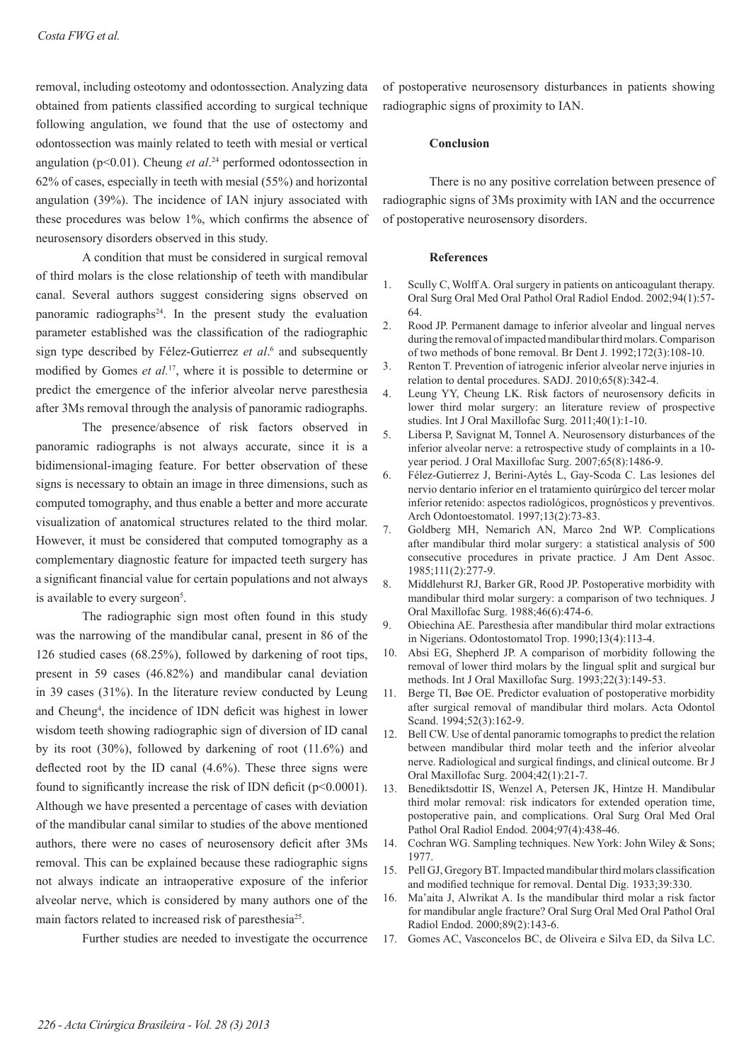removal, including osteotomy and odontossection. Analyzing data obtained from patients classified according to surgical technique following angulation, we found that the use of ostectomy and odontossection was mainly related to teeth with mesial or vertical angulation ($p<0.01$). Cheung *et al*.[24] performed odontossection in 62% of cases, especially in teeth with mesial (55%) and horizontal angulation (39%). The incidence of IAN injury associated with these procedures was below 1%, which confirms the absence of neurosensory disorders observed in this study.

A condition that must be considered in surgical removal of third molars is the close relationship of teeth with mandibular canal. Several authors suggest considering signs observed on panoramic radiographs[24]. In the present study the evaluation parameter established was the classification of the radiographic sign type described by Félez-Gutierrez *et al*.[6] and subsequently modified by Gomes *et al.*[17], where it is possible to determine or predict the emergence of the inferior alveolar nerve paresthesia after 3Ms removal through the analysis of panoramic radiographs.

The presence/absence of risk factors observed in panoramic radiographs is not always accurate, since it is a bidimensional-imaging feature. For better observation of these signs is necessary to obtain an image in three dimensions, such as computed tomography, and thus enable a better and more accurate visualization of anatomical structures related to the third molar. However, it must be considered that computed tomography as a complementary diagnostic feature for impacted teeth surgery has a significant financial value for certain populations and not always is available to every surgeon[5].

The radiographic sign most often found in this study was the narrowing of the mandibular canal, present in 86 of the 126 studied cases (68.25%), followed by darkening of root tips, present in 59 cases (46.82%) and mandibular canal deviation in 39 cases (31%). In the literature review conducted by Leung and Cheung[4], the incidence of IDN deficit was highest in lower wisdom teeth showing radiographic sign of diversion of ID canal by its root (30%), followed by darkening of root (11.6%) and deflected root by the ID canal (4.6%). These three signs were found to significantly increase the risk of IDN deficit ($p<0.0001$). Although we have presented a percentage of cases with deviation of the mandibular canal similar to studies of the above mentioned authors, there were no cases of neurosensory deficit after 3Ms removal. This can be explained because these radiographic signs not always indicate an intraoperative exposure of the inferior alveolar nerve, which is considered by many authors one of the main factors related to increased risk of paresthesia[25].

Further studies are needed to investigate the occurrence of postoperative neurosensory disturbances in patients showing radiographic signs of proximity to IAN.

## Conclusion

There is no any positive correlation between presence of radiographic signs of 3Ms proximity with IAN and the occurrence of postoperative neurosensory disorders.

## References

1. Scully C, Wolff A. Oral surgery in patients on anticoagulant therapy. Oral Surg Oral Med Oral Pathol Oral Radiol Endod. 2002;94(1):57-64.
2. Rood JP. Permanent damage to inferior alveolar and lingual nerves during the removal of impacted mandibular third molars. Comparison of two methods of bone removal. Br Dent J. 1992;172(3):108-10.
3. Renton T. Prevention of iatrogenic inferior alveolar nerve injuries in relation to dental procedures. SADJ. 2010;65(8):342-4.
4. Leung YY, Cheung LK. Risk factors of neurosensory deficits in lower third molar surgery: an literature review of prospective studies. Int J Oral Maxillofac Surg. 2011;40(1):1-10.
5. Libersa P, Savignat M, Tonnel A. Neurosensory disturbances of the inferior alveolar nerve: a retrospective study of complaints in a 10-year period. J Oral Maxillofac Surg. 2007;65(8):1486-9.
6. Félez-Gutierrez J, Berini-Aytés L, Gay-Scoda C. Las lesiones del nervio dentario inferior en el tratamiento quirúrgico del tercer molar inferior retenido: aspectos radiológicos, prognósticos y preventivos. Arch Odontoestomatol. 1997;13(2):73-83.
7. Goldberg MH, Nemarich AN, Marco 2nd WP. Complications after mandibular third molar surgery: a statistical analysis of 500 consecutive procedures in private practice. J Am Dent Assoc. 1985;111(2):277-9.
8. Middlehurst RJ, Barker GR, Rood JP. Postoperative morbidity with mandibular third molar surgery: a comparison of two techniques. J Oral Maxillofac Surg. 1988;46(6):474-6.
9. Obiechina AE. Paresthesia after mandibular third molar extractions in Nigerians. Odontostomatol Trop. 1990;13(4):113-4.
10. Absi EG, Shepherd JP. A comparison of morbidity following the removal of lower third molars by the lingual split and surgical bur methods. Int J Oral Maxillofac Surg. 1993;22(3):149-53.
11. Berge TI, Bøe OE. Predictor evaluation of postoperative morbidity after surgical removal of mandibular third molars. Acta Odontol Scand. 1994;52(3):162-9.
12. Bell CW. Use of dental panoramic tomographs to predict the relation between mandibular third molar teeth and the inferior alveolar nerve. Radiological and surgical findings, and clinical outcome. Br J Oral Maxillofac Surg. 2004;42(1):21-7.
13. Benediktsdottir IS, Wenzel A, Petersen JK, Hintze H. Mandibular third molar removal: risk indicators for extended operation time, postoperative pain, and complications. Oral Surg Oral Med Oral Pathol Oral Radiol Endod. 2004;97(4):438-46.
14. Cochran WG. Sampling techniques. New York: John Wiley & Sons; 1977.
15. Pell GJ, Gregory BT. Impacted mandibular third molars classification and modified technique for removal. Dental Dig. 1933;39:330.
16. Ma'aita J, Alwrikat A. Is the mandibular third molar a risk factor for mandibular angle fracture? Oral Surg Oral Med Oral Pathol Oral Radiol Endod. 2000;89(2):143-6.
17. Gomes AC, Vasconcelos BC, de Oliveira e Silva ED, da Silva LC.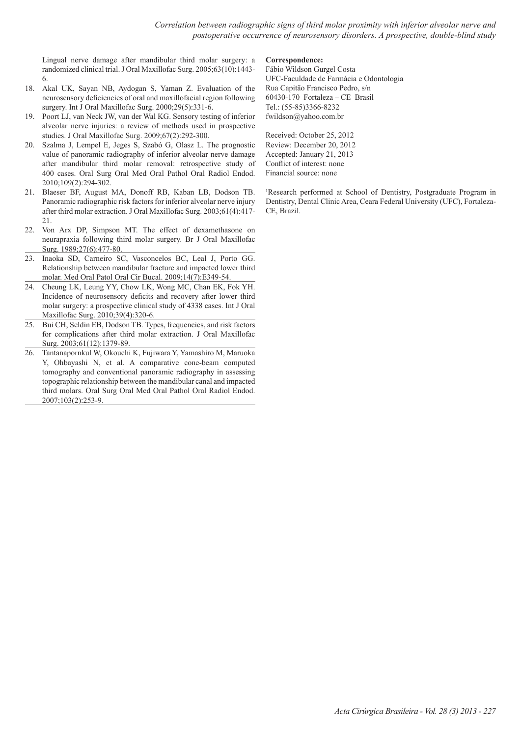Lingual nerve damage after mandibular third molar surgery: a randomized clinical trial. J Oral Maxillofac Surg. 2005;63(10):1443-6.

18. Akal UK, Sayan NB, Aydogan S, Yaman Z. Evaluation of the neurosensory deficiencies of oral and maxillofacial region following surgery. Int J Oral Maxillofac Surg. 2000;29(5):331-6.
19. Poort LJ, van Neck JW, van der Wal KG. Sensory testing of inferior alveolar nerve injuries: a review of methods used in prospective studies. J Oral Maxillofac Surg. 2009;67(2):292-300.
20. Szalma J, Lempel E, Jeges S, Szabó G, Olasz L. The prognostic value of panoramic radiography of inferior alveolar nerve damage after mandibular third molar removal: retrospective study of 400 cases. Oral Surg Oral Med Oral Pathol Oral Radiol Endod. 2010;109(2):294-302.
21. Blaeser BF, August MA, Donoff RB, Kaban LB, Dodson TB. Panoramic radiographic risk factors for inferior alveolar nerve injury after third molar extraction. J Oral Maxillofac Surg. 2003;61(4):417-21.
22. Von Arx DP, Simpson MT. The effect of dexamethasone on neurapraxia following third molar surgery. Br J Oral Maxillofac Surg. 1989;27(6):477-80.
23. Inaoka SD, Carneiro SC, Vasconcelos BC, Leal J, Porto GG. Relationship between mandibular fracture and impacted lower third molar. Med Oral Patol Oral Cir Bucal. 2009;14(7):E349-54.
24. Cheung LK, Leung YY, Chow LK, Wong MC, Chan EK, Fok YH. Incidence of neurosensory deficits and recovery after lower third molar surgery: a prospective clinical study of 4338 cases. Int J Oral Maxillofac Surg. 2010;39(4):320-6.
25. Bui CH, Seldin EB, Dodson TB. Types, frequencies, and risk factors for complications after third molar extraction. J Oral Maxillofac Surg. 2003;61(12):1379-89.
26. Tantanapornkul W, Okouchi K, Fujiwara Y, Yamashiro M, Maruoka Y, Ohbayashi N, et al. A comparative cone-beam computed tomography and conventional panoramic radiography in assessing topographic relationship between the mandibular canal and impacted third molars. Oral Surg Oral Med Oral Pathol Oral Radiol Endod. 2007;103(2):253-9.

**Correspondence:**
Fábio Wildson Gurgel Costa
UFC-Faculdade de Farmácia e Odontologia
Rua Capitão Francisco Pedro, s/n
60430-170 Fortaleza – CE Brasil
Tel.: (55-85)3366-8232
fwildson@yahoo.com.br

Received: October 25, 2012
Review: December 20, 2012
Accepted: January 21, 2013
Conflict of interest: none
Financial source: none

[1]Research performed at School of Dentistry, Postgraduate Program in Dentistry, Dental Clinic Area, Ceara Federal University (UFC), Fortaleza-CE, Brazil.